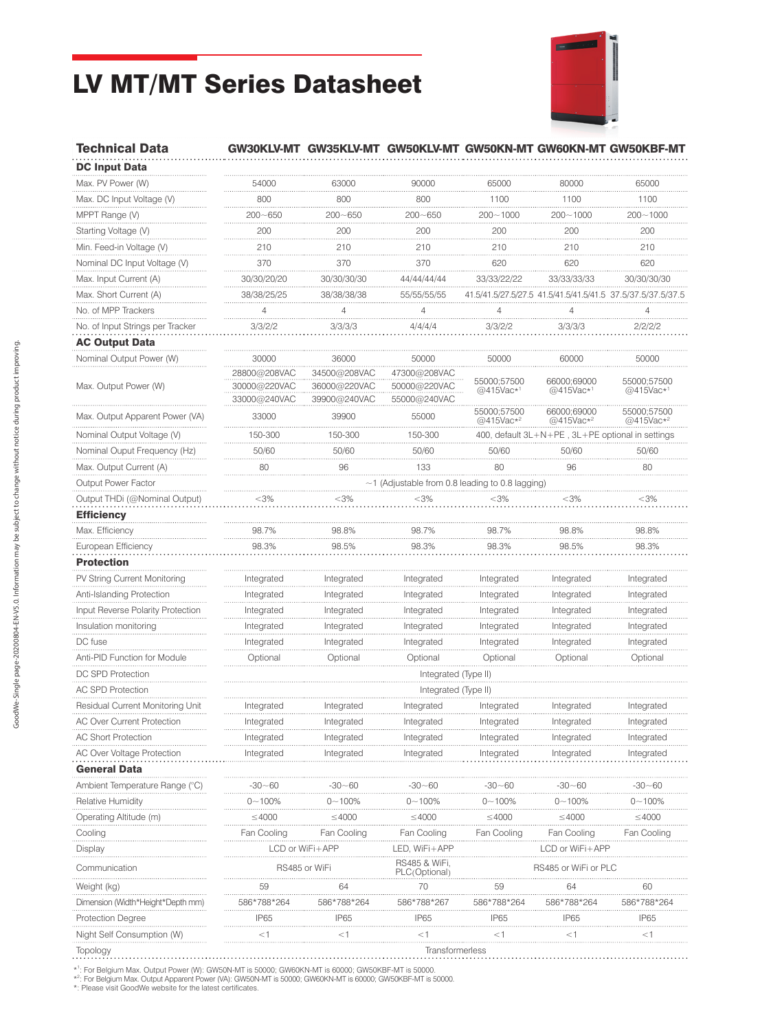# LV MT/MT Series Datasheet

| Technical Data | GW30KLV-MT | GW35KLV-MT | GW50KLV-MT | GW50KN-MT | GW60KN-MT | GW50KBF-MT |
|---|---|---|---|---|---|---|
| **DC Input Data** | | | | | | |
| Max. PV Power (W) | 54000 | 63000 | 90000 | 65000 | 80000 | 65000 |
| Max. DC Input Voltage (V) | 800 | 800 | 800 | 1100 | 1100 | 1100 |
| MPPT Range (V) | 200~650 | 200~650 | 200~650 | 200~1000 | 200~1000 | 200~1000 |
| Starting Voltage (V) | 200 | 200 | 200 | 200 | 200 | 200 |
| Min. Feed-in Voltage (V) | 210 | 210 | 210 | 210 | 210 | 210 |
| Nominal DC Input Voltage (V) | 370 | 370 | 370 | 620 | 620 | 620 |
| Max. Input Current (A) | 30/30/20/20 | 30/30/30/30 | 44/44/44/44 | 33/33/22/22 | 33/33/33/33 | 30/30/30/30 |
| Max. Short Current (A) | 38/38/25/25 | 38/38/38/38 | 55/55/55/55 | 41.5/41.5/27.5/27.5 | 41.5/41.5/41.5/41.5 | 37.5/37.5/37.5/37.5 |
| No. of MPP Trackers | 4 | 4 | 4 | 4 | 4 | 4 |
| No. of Input Strings per Tracker | 3/3/2/2 | 3/3/3/3 | 4/4/4/4 | 3/3/2/2 | 3/3/3/3 | 2/2/2/2 |
| **AC Output Data** | | | | | | |
| Nominal Output Power (W) | 30000 | 36000 | 50000 | 50000 | 60000 | 50000 |
| Max. Output Power (W) | 28800@208VAC<br>30000@220VAC<br>33000@240VAC | 34500@208VAC<br>36000@220VAC<br>39900@240VAC | 47300@208VAC<br>50000@220VAC<br>55000@240VAC | 55000;57500 @415Vac*[1] | 66000;69000 @415Vac*[1] | 55000;57500 @415Vac*[1] |
| Max. Output Apparent Power (VA) | 33000 | 39900 | 55000 | 55000;57500 @415Vac*[2] | 66000;69000 @415Vac*[2] | 55000;57500 @415Vac*[2] |
| Nominal Output Voltage (V) | 150-300 | 150-300 | 150-300 | 400, default 3L+N+PE , 3L+PE optional in settings | | |
| Nominal Ouput Frequency (Hz) | 50/60 | 50/60 | 50/60 | 50/60 | 50/60 | 50/60 |
| Max. Output Current (A) | 80 | 96 | 133 | 80 | 96 | 80 |
| Output Power Factor | ~1 (Adjustable from 0.8 leading to 0.8 lagging) | | | | | |
| Output THDi (@Nominal Output) | <3% | <3% | <3% | <3% | <3% | <3% |
| **Efficiency** | | | | | | |
| Max. Efficiency | 98.7% | 98.8% | 98.7% | 98.7% | 98.8% | 98.8% |
| European Efficiency | 98.3% | 98.5% | 98.3% | 98.3% | 98.5% | 98.3% |
| **Protection** | | | | | | |
| PV String Current Monitoring | Integrated | Integrated | Integrated | Integrated | Integrated | Integrated |
| Anti-Islanding Protection | Integrated | Integrated | Integrated | Integrated | Integrated | Integrated |
| Input Reverse Polarity Protection | Integrated | Integrated | Integrated | Integrated | Integrated | Integrated |
| Insulation monitoring | Integrated | Integrated | Integrated | Integrated | Integrated | Integrated |
| DC fuse | Integrated | Integrated | Integrated | Integrated | Integrated | Integrated |
| Anti-PID Function for Module | Optional | Optional | Optional | Optional | Optional | Optional |
| DC SPD Protection | Integrated (Type II) | | | | | |
| AC SPD Protection | Integrated (Type II) | | | | | |
| Residual Current Monitoring Unit | Integrated | Integrated | Integrated | Integrated | Integrated | Integrated |
| AC Over Current Protection | Integrated | Integrated | Integrated | Integrated | Integrated | Integrated |
| AC Short Protection | Integrated | Integrated | Integrated | Integrated | Integrated | Integrated |
| AC Over Voltage Protection | Integrated | Integrated | Integrated | Integrated | Integrated | Integrated |
| **General Data** | | | | | | |
| Ambient Temperature Range (°C) | -30~60 | -30~60 | -30~60 | -30~60 | -30~60 | -30~60 |
| Relative Humidity | 0~100% | 0~100% | 0~100% | 0~100% | 0~100% | 0~100% |
| Operating Altitude (m) | ≤4000 | ≤4000 | ≤4000 | ≤4000 | ≤4000 | ≤4000 |
| Cooling | Fan Cooling | Fan Cooling | Fan Cooling | Fan Cooling | Fan Cooling | Fan Cooling |
| Display | LCD or WiFi+APP | | LED, WiFi+APP | LCD or WiFi+APP | | |
| Communication | RS485 or WiFi | | RS485 & WiFi, PLC(Optional) | RS485 or WiFi or PLC | | |
| Weight (kg) | 59 | 64 | 70 | 59 | 64 | 60 |
| Dimension (Width*Height*Depth mm) | 586*788*264 | 586*788*264 | 586*788*267 | 586*788*264 | 586*788*264 | 586*788*264 |
| Protection Degree | IP65 | IP65 | IP65 | IP65 | IP65 | IP65 |
| Night Self Consumption (W) | <1 | <1 | <1 | <1 | <1 | <1 |
| Topology | Transformerless | | | | | |

*[1]: For Belgium Max. Output Power (W): GW50N-MT is 50000; GW60KN-MT is 60000; GW50KBF-MT is 50000.
*[2]: For Belgium Max. Output Apparent Power (VA): GW50N-MT is 50000; GW60KN-MT is 60000; GW50KBF-MT is 50000.
*: Please visit GoodWe website for the latest certificates.

GoodWe-Single page-20200804-EN-V5.0. Information may be subject to change without notice during product improving.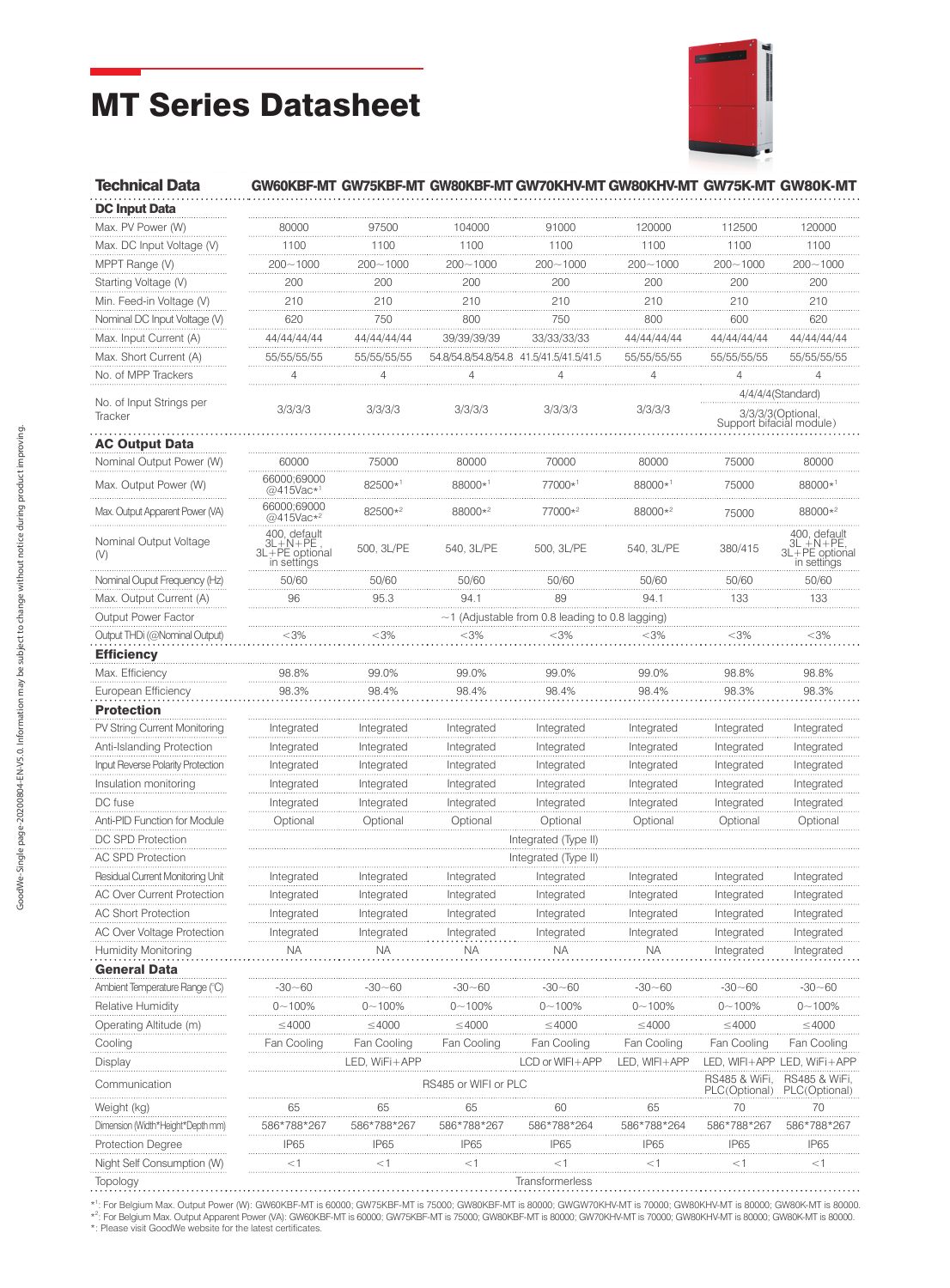# MT Series Datasheet

| Technical Data | GW60KBF-MT | GW75KBF-MT | GW80KBF-MT | GW70KHV-MT | GW80KHV-MT | GW75K-MT | GW80K-MT |
|---|---|---|---|---|---|---|---|
| **DC Input Data** | | | | | | | |
| Max. PV Power (W) | 80000 | 97500 | 104000 | 91000 | 120000 | 112500 | 120000 |
| Max. DC Input Voltage (V) | 1100 | 1100 | 1100 | 1100 | 1100 | 1100 | 1100 |
| MPPT Range (V) | 200~1000 | 200~1000 | 200~1000 | 200~1000 | 200~1000 | 200~1000 | 200~1000 |
| Starting Voltage (V) | 200 | 200 | 200 | 200 | 200 | 200 | 200 |
| Min. Feed-in Voltage (V) | 210 | 210 | 210 | 210 | 210 | 210 | 210 |
| Nominal DC Input Voltage (V) | 620 | 750 | 800 | 750 | 800 | 600 | 620 |
| Max. Input Current (A) | 44/44/44/44 | 44/44/44/44 | 39/39/39/39 | 33/33/33/33 | 44/44/44/44 | 44/44/44/44 | 44/44/44/44 |
| Max. Short Current (A) | 55/55/55/55 | 55/55/55/55 | 54.8/54.8/54.8/54.8 | 41.5/41.5/41.5/41.5 | 55/55/55/55 | 55/55/55/55 | 55/55/55/55 |
| No. of MPP Trackers | 4 | 4 | 4 | 4 | 4 | 4 | 4 |
| No. of Input Strings per Tracker | 3/3/3/3 | 3/3/3/3 | 3/3/3/3 | 3/3/3/3 | 3/3/3/3 | 4/4/4/4(Standard) 3/3/3/3(Optional, Support bifacial module) | |
| **AC Output Data** | | | | | | | |
| Nominal Output Power (W) | 60000 | 75000 | 80000 | 70000 | 80000 | 75000 | 80000 |
| Max. Output Power (W) | 66000;69000 @415Vac*[1] | 82500*[1] | 88000*[1] | 77000*[1] | 88000*[1] | 75000 | 88000*[1] |
| Max. Output Apparent Power (VA) | 66000;69000 @415Vac*[2] | 82500*[2] | 88000*[2] | 77000*[2] | 88000*[2] | 75000 | 88000*[2] |
| Nominal Output Voltage (V) | 400, default 3L+N+PE, 3L+PE optional in settings | 500, 3L/PE | 540, 3L/PE | 500, 3L/PE | 540, 3L/PE | 380/415 | 400, default 3L+N+PE, 3L+PE optional in settings |
| Nominal Ouput Frequency (Hz) | 50/60 | 50/60 | 50/60 | 50/60 | 50/60 | 50/60 | 50/60 |
| Max. Output Current (A) | 96 | 95.3 | 94.1 | 89 | 94.1 | 133 | 133 |
| Output Power Factor | ~1 (Adjustable from 0.8 leading to 0.8 lagging) | | | | | | |
| Output THDi (@Nominal Output) | <3% | <3% | <3% | <3% | <3% | <3% | <3% |
| **Efficiency** | | | | | | | |
| Max. Efficiency | 98.8% | 99.0% | 99.0% | 99.0% | 99.0% | 98.8% | 98.8% |
| European Efficiency | 98.3% | 98.4% | 98.4% | 98.4% | 98.4% | 98.3% | 98.3% |
| **Protection** | | | | | | | |
| PV String Current Monitoring | Integrated | Integrated | Integrated | Integrated | Integrated | Integrated | Integrated |
| Anti-Islanding Protection | Integrated | Integrated | Integrated | Integrated | Integrated | Integrated | Integrated |
| Input Reverse Polarity Protection | Integrated | Integrated | Integrated | Integrated | Integrated | Integrated | Integrated |
| Insulation monitoring | Integrated | Integrated | Integrated | Integrated | Integrated | Integrated | Integrated |
| DC fuse | Integrated | Integrated | Integrated | Integrated | Integrated | Integrated | Integrated |
| Anti-PID Function for Module | Optional | Optional | Optional | Optional | Optional | Optional | Optional |
| DC SPD Protection | Integrated (Type II) | | | | | | |
| AC SPD Protection | Integrated (Type II) | | | | | | |
| Residual Current Monitoring Unit | Integrated | Integrated | Integrated | Integrated | Integrated | Integrated | Integrated |
| AC Over Current Protection | Integrated | Integrated | Integrated | Integrated | Integrated | Integrated | Integrated |
| AC Short Protection | Integrated | Integrated | Integrated | Integrated | Integrated | Integrated | Integrated |
| AC Over Voltage Protection | Integrated | Integrated | Integrated | Integrated | Integrated | Integrated | Integrated |
| Humidity Monitoring | NA | NA | NA | NA | NA | Integrated | Integrated |
| **General Data** | | | | | | | |
| Ambient Temperature Range (℃) | -30~60 | -30~60 | -30~60 | -30~60 | -30~60 | -30~60 | -30~60 |
| Relative Humidity | 0~100% | 0~100% | 0~100% | 0~100% | 0~100% | 0~100% | 0~100% |
| Operating Altitude (m) | ≤4000 | ≤4000 | ≤4000 | ≤4000 | ≤4000 | ≤4000 | ≤4000 |
| Cooling | Fan Cooling | Fan Cooling | Fan Cooling | Fan Cooling | Fan Cooling | Fan Cooling | Fan Cooling |
| Display | LED, WiFi+APP | | | LCD or WIFI+APP | LED, WIFI+APP | LED, WIFI+APP | LED, WiFi+APP |
| Communication | RS485 or WIFI or PLC | | | | | RS485 & WiFi, PLC(Optional) | RS485 & WiFi, PLC(Optional) |
| Weight (kg) | 65 | 65 | 65 | 60 | 65 | 70 | 70 |
| Dimension (Width*Height*Depth mm) | 586*788*267 | 586*788*267 | 586*788*267 | 586*788*264 | 586*788*264 | 586*788*267 | 586*788*267 |
| Protection Degree | IP65 | IP65 | IP65 | IP65 | IP65 | IP65 | IP65 |
| Night Self Consumption (W) | <1 | <1 | <1 | <1 | <1 | <1 | <1 |
| Topology | Transformerless | | | | | | |

*[1]: For Belgium Max. Output Power (W): GW60KBF-MT is 60000; GW75KBF-MT is 75000; GW80KBF-MT is 80000; GWGW70KHV-MT is 70000; GW80KHV-MT is 80000; GW80K-MT is 80000.
*[2]: For Belgium Max. Output Apparent Power (VA): GW60KBF-MT is 60000; GW75KBF-MT is 75000; GW80KBF-MT is 80000; GW70KHV-MT is 70000; GW80KHV-MT is 80000; GW80K-MT is 80000.
*: Please visit GoodWe website for the latest certificates.

GoodWe-Single page-20200804-EN-V5.0. Information may be subject to change without notice during product improving.